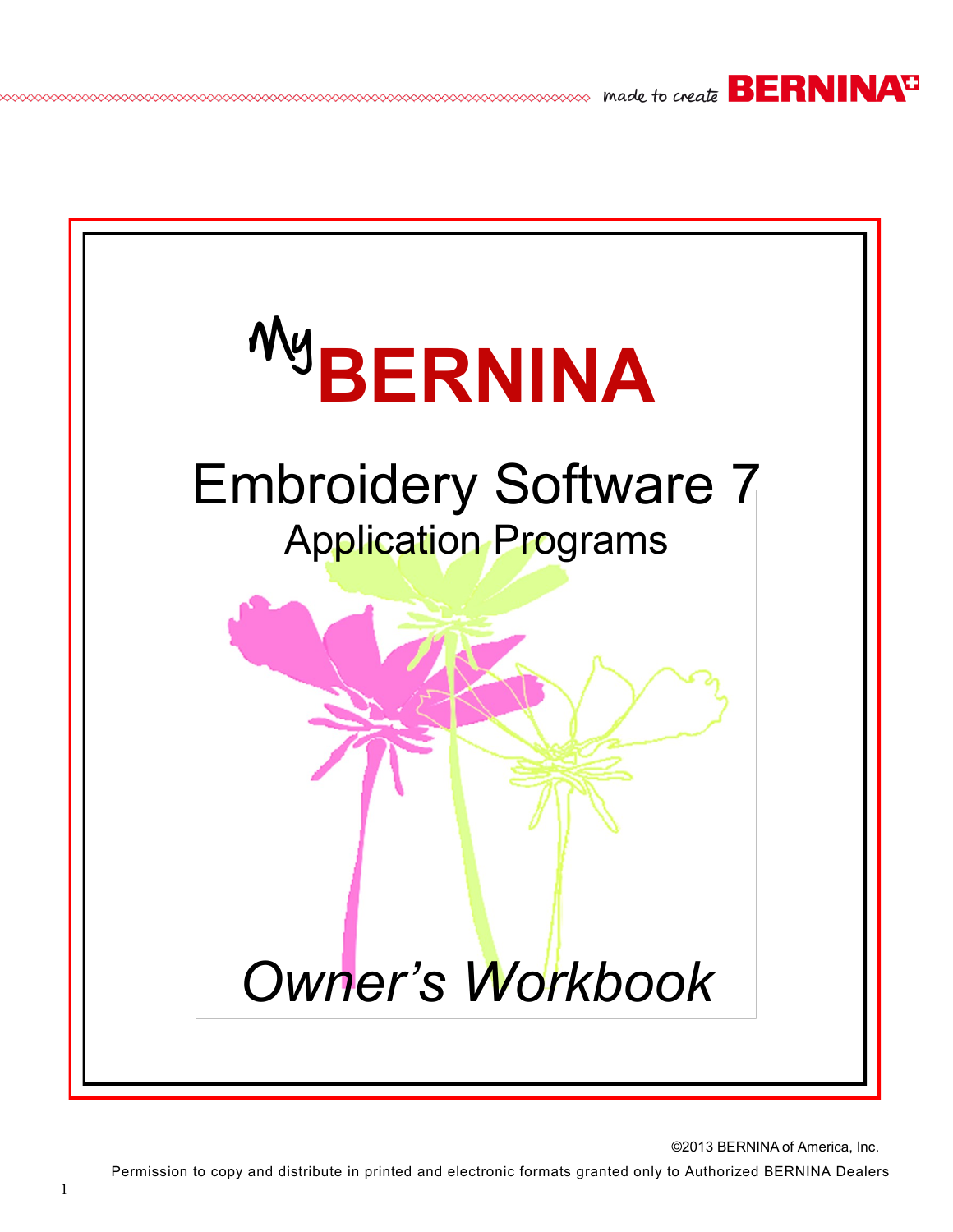made to create BERNINA

# My BERNINA

## Embroidery Software 7

### Application Programs

*Owner's Workbook*

©2013 BERNINA of America, Inc.

Permission to copy and distribute in printed and electronic formats granted only to Authorized BERNINA Dealers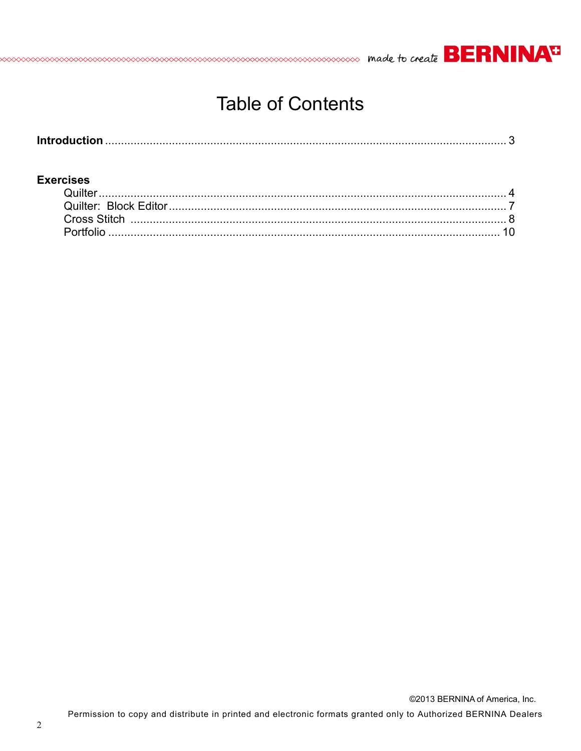# Table of Contents

**Introduction** .......... 3

**Exercises**

- Quilter .......... 4
- Quilter: Block Editor .......... 7
- Cross Stitch .......... 8
- Portfolio .......... 10

©2013 BERNINA of America, Inc.

Permission to copy and distribute in printed and electronic formats granted only to Authorized BERNINA Dealers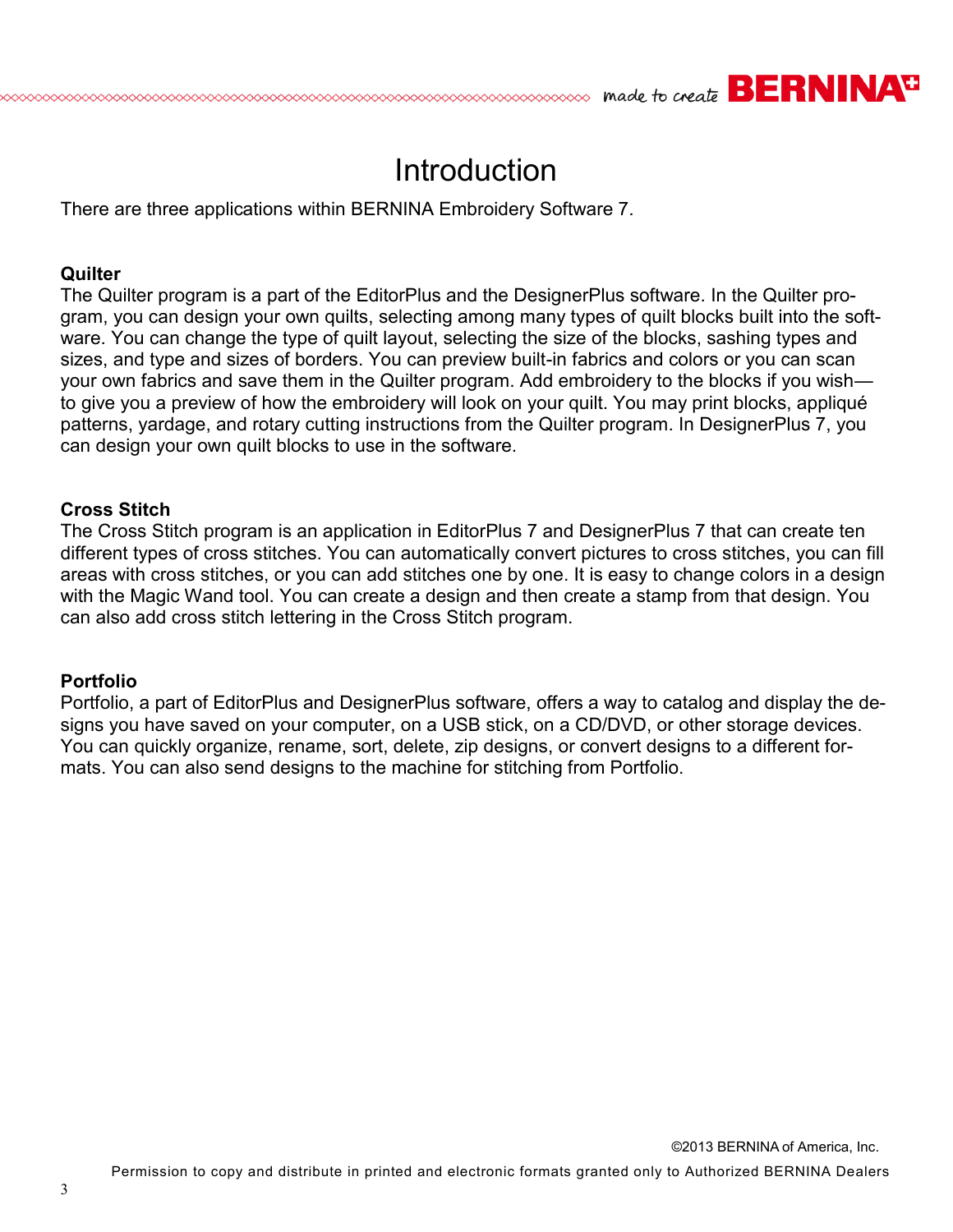# Introduction

There are three applications within BERNINA Embroidery Software 7.

**Quilter**

The Quilter program is a part of the EditorPlus and the DesignerPlus software. In the Quilter program, you can design your own quilts, selecting among many types of quilt blocks built into the software. You can change the type of quilt layout, selecting the size of the blocks, sashing types and sizes, and type and sizes of borders. You can preview built-in fabrics and colors or you can scan your own fabrics and save them in the Quilter program. Add embroidery to the blocks if you wish—to give you a preview of how the embroidery will look on your quilt. You may print blocks, appliqué patterns, yardage, and rotary cutting instructions from the Quilter program. In DesignerPlus 7, you can design your own quilt blocks to use in the software.

**Cross Stitch**

The Cross Stitch program is an application in EditorPlus 7 and DesignerPlus 7 that can create ten different types of cross stitches. You can automatically convert pictures to cross stitches, you can fill areas with cross stitches, or you can add stitches one by one. It is easy to change colors in a design with the Magic Wand tool. You can create a design and then create a stamp from that design. You can also add cross stitch lettering in the Cross Stitch program.

**Portfolio**

Portfolio, a part of EditorPlus and DesignerPlus software, offers a way to catalog and display the designs you have saved on your computer, on a USB stick, on a CD/DVD, or other storage devices. You can quickly organize, rename, sort, delete, zip designs, or convert designs to a different formats. You can also send designs to the machine for stitching from Portfolio.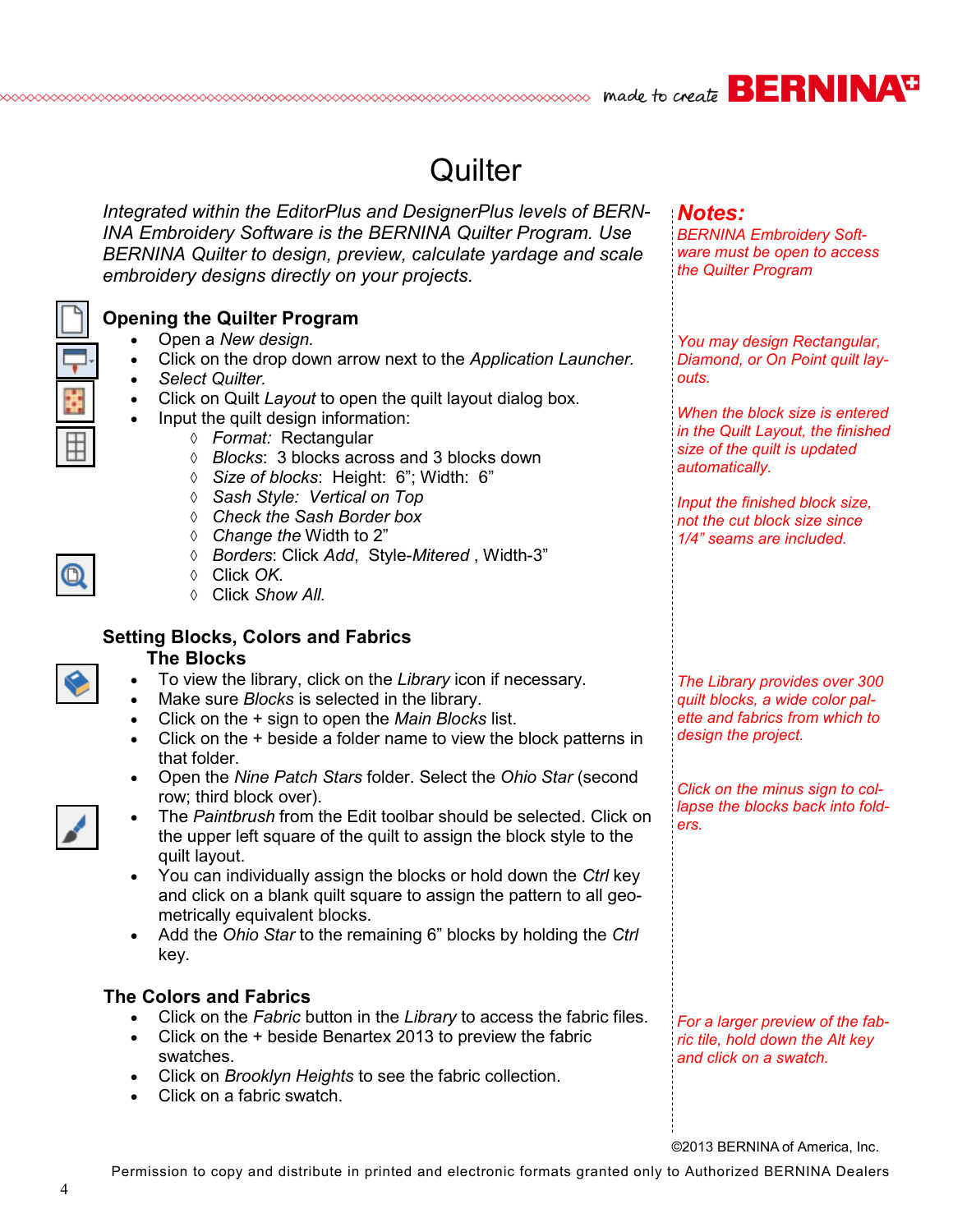# Quilter

*Integrated within the EditorPlus and DesignerPlus levels of BERNINA Embroidery Software is the BERNINA Quilter Program. Use BERNINA Quilter to design, preview, calculate yardage and scale embroidery designs directly on your projects.*

**Notes:**
*BERNINA Embroidery Software must be open to access the Quilter Program*

## Opening the Quilter Program

- Open a *New design.*
- Click on the drop down arrow next to the *Application Launcher.*
- *Select Quilter.*
- Click on Quilt *Layout* to open the quilt layout dialog box.
- Input the quilt design information:
    - ◊ *Format:* Rectangular
    - ◊ *Blocks*: 3 blocks across and 3 blocks down
    - ◊ *Size of blocks*: Height: 6"; Width: 6"
    - ◊ *Sash Style: Vertical on Top*
    - ◊ *Check the Sash Border box*
    - ◊ *Change the* Width to 2"
    - ◊ *Borders*: Click *Add*, Style-*Mitered* , Width-3"
    - ◊ Click *OK.*
    - ◊ Click *Show All.*

*You may design Rectangular, Diamond, or On Point quilt layouts.*

*When the block size is entered in the Quilt Layout, the finished size of the quilt is updated automatically.*

*Input the finished block size, not the cut block size since 1/4" seams are included.*

## Setting Blocks, Colors and Fabrics

### The Blocks

- To view the library, click on the *Library* icon if necessary.
- Make sure *Blocks* is selected in the library.
- Click on the + sign to open the *Main Blocks* list.
- Click on the + beside a folder name to view the block patterns in that folder.
- Open the *Nine Patch Stars* folder. Select the *Ohio Star* (second row; third block over).
- The *Paintbrush* from the Edit toolbar should be selected. Click on the upper left square of the quilt to assign the block style to the quilt layout.
- You can individually assign the blocks or hold down the *Ctrl* key and click on a blank quilt square to assign the pattern to all geometrically equivalent blocks.
- Add the *Ohio Star* to the remaining 6" blocks by holding the *Ctrl* key.

*The Library provides over 300 quilt blocks, a wide color palette and fabrics from which to design the project.*

*Click on the minus sign to collapse the blocks back into folders.*

### The Colors and Fabrics

- Click on the *Fabric* button in the *Library* to access the fabric files.
- Click on the + beside Benartex 2013 to preview the fabric swatches.
- Click on *Brooklyn Heights* to see the fabric collection.
- Click on a fabric swatch.

*For a larger preview of the fabric tile, hold down the Alt key and click on a swatch.*

©2013 BERNINA of America, Inc.

Permission to copy and distribute in printed and electronic formats granted only to Authorized BERNINA Dealers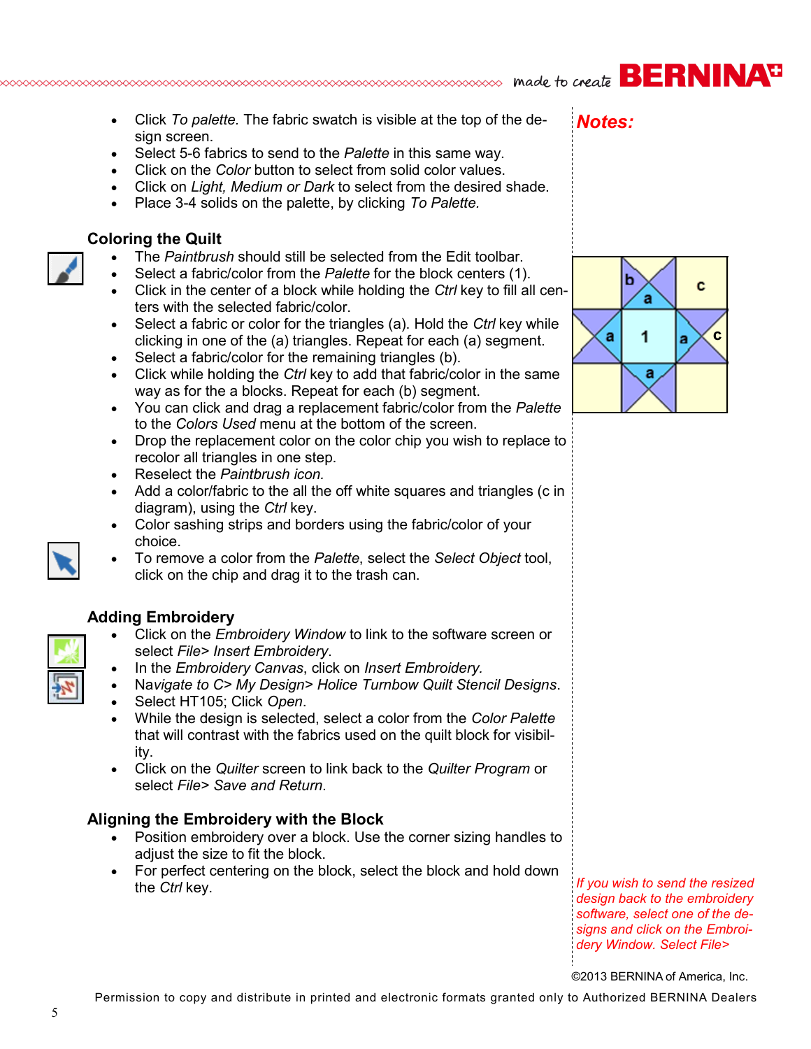- Click *To palette.* The fabric swatch is visible at the top of the design screen.
- Select 5-6 fabrics to send to the *Palette* in this same way.
- Click on the *Color* button to select from solid color values.
- Click on *Light, Medium or Dark* to select from the desired shade.
- Place 3-4 solids on the palette, by clicking *To Palette.*

## Coloring the Quilt

- The *Paintbrush* should still be selected from the Edit toolbar.
- Select a fabric/color from the *Palette* for the block centers (1).
- Click in the center of a block while holding the *Ctrl* key to fill all centers with the selected fabric/color.
- Select a fabric or color for the triangles (a). Hold the *Ctrl* key while clicking in one of the (a) triangles. Repeat for each (a) segment.
- Select a fabric/color for the remaining triangles (b).
- Click while holding the *Ctrl* key to add that fabric/color in the same way as for the a blocks. Repeat for each (b) segment.
- You can click and drag a replacement fabric/color from the *Palette* to the *Colors Used* menu at the bottom of the screen.
- Drop the replacement color on the color chip you wish to replace to recolor all triangles in one step.
- Reselect the *Paintbrush icon.*
- Add a color/fabric to the all the off white squares and triangles (c in diagram), using the *Ctrl* key.
- Color sashing strips and borders using the fabric/color of your choice.
- To remove a color from the *Palette*, select the *Select Object* tool, click on the chip and drag it to the trash can.

## Adding Embroidery

- Click on the *Embroidery Window* to link to the software screen or select *File> Insert Embroidery*.
- In the *Embroidery Canvas*, click on *Insert Embroidery.*
- Na*vigate to C> My Design> Holice Turnbow Quilt Stencil Designs*.
- Select HT105; Click *Open*.
- While the design is selected, select a color from the *Color Palette* that will contrast with the fabrics used on the quilt block for visibility.
- Click on the *Quilter* screen to link back to the *Quilter Program* or select *File> Save and Return*.

## Aligning the Embroidery with the Block

- Position embroidery over a block. Use the corner sizing handles to adjust the size to fit the block.
- For perfect centering on the block, select the block and hold down the *Ctrl* key.

**Notes:**

*If you wish to send the resized design back to the embroidery software, select one of the designs and click on the Embroidery Window. Select File>*

©2013 BERNINA of America, Inc.

Permission to copy and distribute in printed and electronic formats granted only to Authorized BERNINA Dealers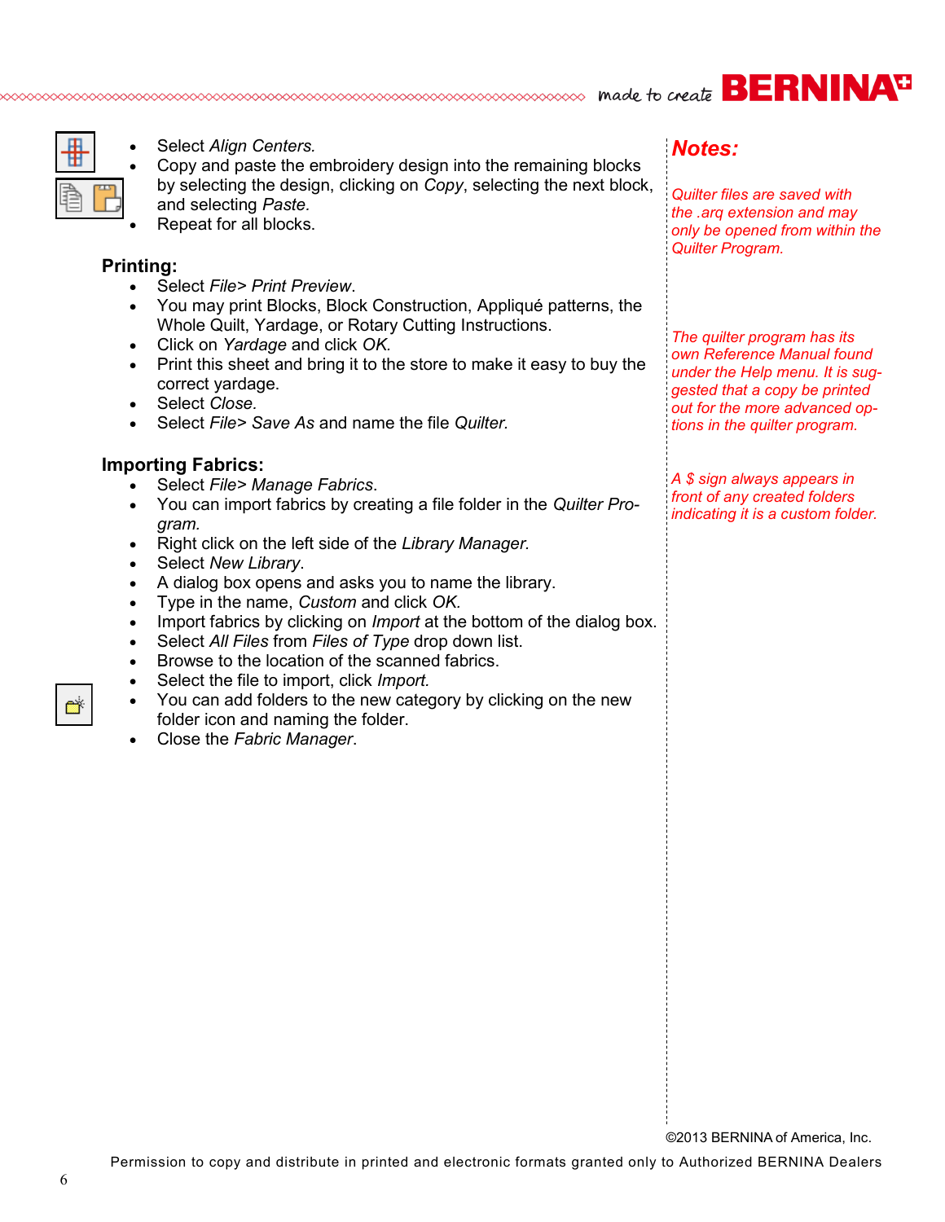- Select *Align Centers.*
- Copy and paste the embroidery design into the remaining blocks by selecting the design, clicking on *Copy*, selecting the next block, and selecting *Paste.*
- Repeat for all blocks.

**Printing:**

- Select *File> Print Preview*.
- You may print Blocks, Block Construction, Appliqué patterns, the Whole Quilt, Yardage, or Rotary Cutting Instructions.
- Click on *Yardage* and click *OK.*
- Print this sheet and bring it to the store to make it easy to buy the correct yardage.
- Select *Close.*
- Select *File> Save As* and name the file *Quilter.*

**Importing Fabrics:**

- Select *File> Manage Fabrics*.
- You can import fabrics by creating a file folder in the *Quilter Program.*
- Right click on the left side of the *Library Manager.*
- Select *New Library*.
- A dialog box opens and asks you to name the library.
- Type in the name, *Custom* and click *OK.*
- Import fabrics by clicking on *Import* at the bottom of the dialog box.
- Select *All Files* from *Files of Type* drop down list.
- Browse to the location of the scanned fabrics.
- Select the file to import, click *Import.*
- You can add folders to the new category by clicking on the new folder icon and naming the folder.
- Close the *Fabric Manager*.

## *Notes:*

*Quilter files are saved with the .arq extension and may only be opened from within the Quilter Program.*

*The quilter program has its own Reference Manual found under the Help menu. It is suggested that a copy be printed out for the more advanced options in the quilter program.*

*A $ sign always appears in front of any created folders indicating it is a custom folder.*

©2013 BERNINA of America, Inc.

Permission to copy and distribute in printed and electronic formats granted only to Authorized BERNINA Dealers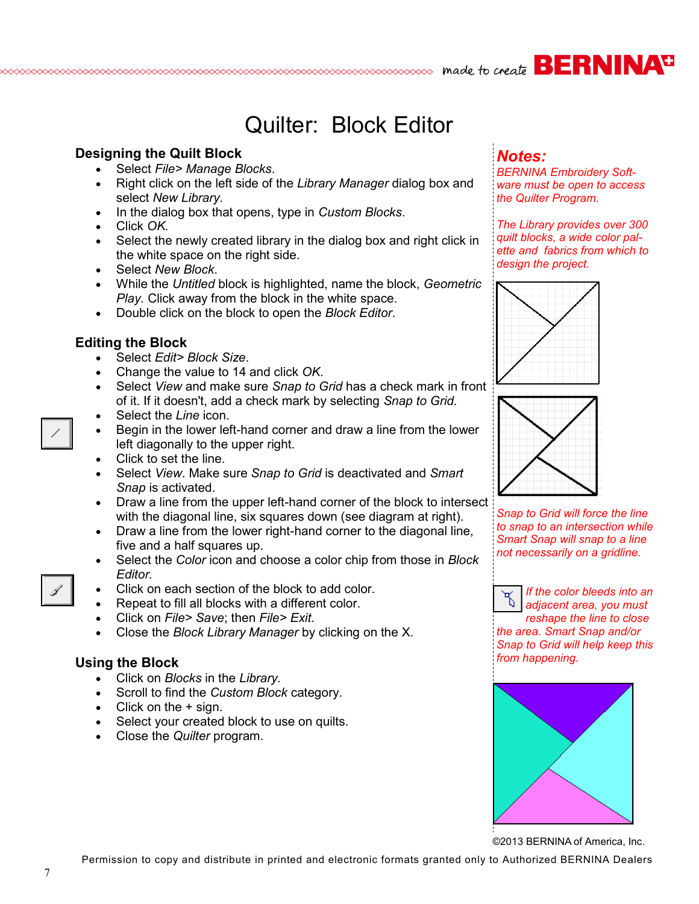# Quilter: Block Editor

## Designing the Quilt Block

- Select *File> Manage Blocks*.
- Right click on the left side of the *Library Manager* dialog box and select *New Library*.
- In the dialog box that opens, type in *Custom Blocks*.
- Click *OK.*
- Select the newly created library in the dialog box and right click in the white space on the right side.
- Select *New Block*.
- While the *Untitled* block is highlighted, name the block, *Geometric Play*. Click away from the block in the white space.
- Double click on the block to open the *Block Editor*.

## Editing the Block

- Select *Edit> Block Size*.
- Change the value to 14 and click *OK*.
- Select *View* and make sure *Snap to Grid* has a check mark in front of it. If it doesn't, add a check mark by selecting *Snap to Grid.*
- Select the *Line* icon.
- Begin in the lower left-hand corner and draw a line from the lower left diagonally to the upper right.
- Click to set the line.
- Select *View*. Make sure *Snap to Grid* is deactivated and *Smart Snap* is activated.
- Draw a line from the upper left-hand corner of the block to intersect with the diagonal line, six squares down (see diagram at right).
- Draw a line from the lower right-hand corner to the diagonal line, five and a half squares up.
- Select the *Color* icon and choose a color chip from those in *Block Editor.*
- Click on each section of the block to add color.
- Repeat to fill all blocks with a different color.
- Click on *File> Save*; then *File> Exit*.
- Close the *Block Library Manager* by clicking on the X.

## Using the Block

- Click on *Blocks* in the *Library.*
- Scroll to find the *Custom Block* category.
- Click on the + sign.
- Select your created block to use on quilts.
- Close the *Quilter* program.

## Notes:

*BERNINA Embroidery Software must be open to access the Quilter Program.*

*The Library provides over 300 quilt blocks, a wide color palette and fabrics from which to design the project.*

*Snap to Grid will force the line to snap to an intersection while Smart Snap will snap to a line not necessarily on a gridline.*

*If the color bleeds into an adjacent area, you must reshape the line to close the area. Smart Snap and/or Snap to Grid will help keep this from happening.*

©2013 BERNINA of America, Inc.

Permission to copy and distribute in printed and electronic formats granted only to Authorized BERNINA Dealers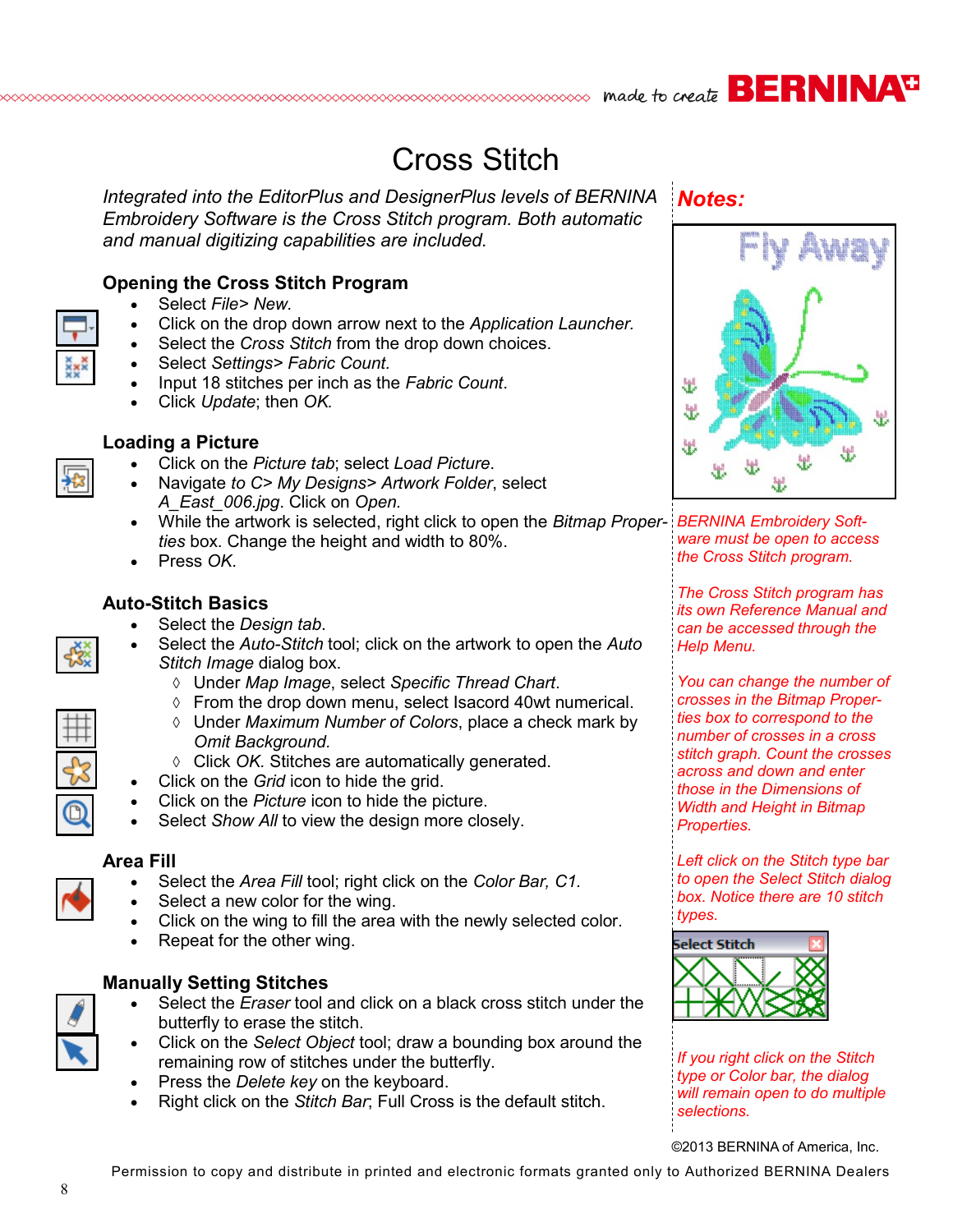# Cross Stitch

*Integrated into the EditorPlus and DesignerPlus levels of BERNINA Embroidery Software is the Cross Stitch program. Both automatic and manual digitizing capabilities are included.*

## Opening the Cross Stitch Program

- Select *File> New.*
- Click on the drop down arrow next to the *Application Launcher.*
- Select the *Cross Stitch* from the drop down choices.
- Select *Settings> Fabric Count.*
- Input 18 stitches per inch as the *Fabric Count*.
- Click *Update*; then *OK.*

## Loading a Picture

- Click on the *Picture tab*; select *Load Picture*.
- Navigate *to C> My Designs> Artwork Folder*, select *A_East_006.jpg*. Click on *Open.*
- While the artwork is selected, right click to open the *Bitmap Properties* box. Change the height and width to 80%.
- Press *OK*.

## Auto-Stitch Basics

- Select the *Design tab*.
- Select the *Auto-Stitch* tool; click on the artwork to open the *Auto Stitch Image* dialog box.
  - ◊ Under *Map Image*, select *Specific Thread Chart*.
  - ◊ From the drop down menu, select Isacord 40wt numerical.
  - ◊ Under *Maximum Number of Colors*, place a check mark by *Omit Background.*
  - ◊ Click *OK.* Stitches are automatically generated.
- Click on the *Grid* icon to hide the grid.
- Click on the *Picture* icon to hide the picture.
- Select *Show All* to view the design more closely.

## Area Fill

- Select the *Area Fill* tool; right click on the *Color Bar, C1.*
- Select a new color for the wing.
- Click on the wing to fill the area with the newly selected color.
- Repeat for the other wing.

## Manually Setting Stitches

- Select the *Eraser* tool and click on a black cross stitch under the butterfly to erase the stitch.
- Click on the *Select Object* tool; draw a bounding box around the remaining row of stitches under the butterfly.
- Press the *Delete key* on the keyboard.
- Right click on the *Stitch Bar*; Full Cross is the default stitch.

## *Notes:*

*BERNINA Embroidery Software must be open to access the Cross Stitch program.*

*The Cross Stitch program has its own Reference Manual and can be accessed through the Help Menu.*

*You can change the number of crosses in the Bitmap Properties box to correspond to the number of crosses in a cross stitch graph. Count the crosses across and down and enter those in the Dimensions of Width and Height in Bitmap Properties.*

*Left click on the Stitch type bar to open the Select Stitch dialog box. Notice there are 10 stitch types.*

*If you right click on the Stitch type or Color bar, the dialog will remain open to do multiple selections.*

©2013 BERNINA of America, Inc.

Permission to copy and distribute in printed and electronic formats granted only to Authorized BERNINA Dealers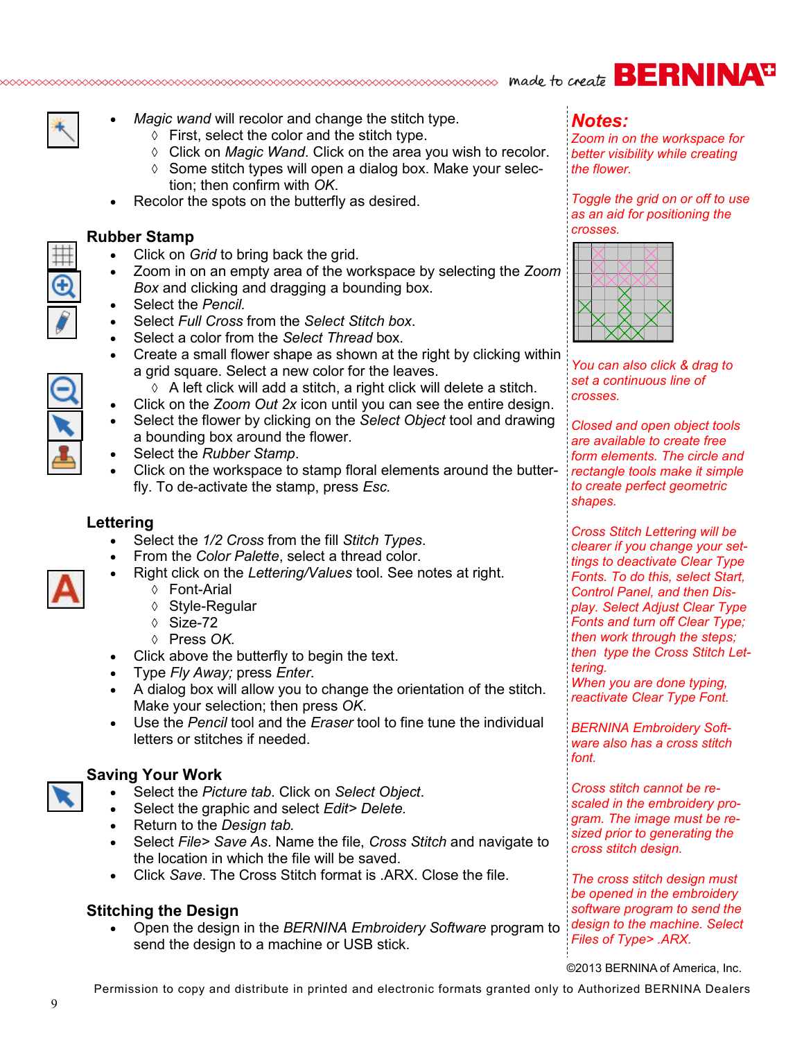- *Magic wand* will recolor and change the stitch type.
  - First, select the color and the stitch type.
  - Click on *Magic Wand*. Click on the area you wish to recolor.
  - Some stitch types will open a dialog box. Make your selection; then confirm with *OK*.
- Recolor the spots on the butterfly as desired.

## Rubber Stamp

- Click on *Grid* to bring back the grid.
- Zoom in on an empty area of the workspace by selecting the *Zoom Box* and clicking and dragging a bounding box.
- Select the *Pencil.*
- Select *Full Cross* from the *Select Stitch box*.
- Select a color from the *Select Thread* box.
- Create a small flower shape as shown at the right by clicking within a grid square. Select a new color for the leaves.
  - A left click will add a stitch, a right click will delete a stitch.
- Click on the *Zoom Out 2x* icon until you can see the entire design.
- Select the flower by clicking on the *Select Object* tool and drawing a bounding box around the flower.
- Select the *Rubber Stamp*.
- Click on the workspace to stamp floral elements around the butterfly. To de-activate the stamp, press *Esc.*

## Lettering

- Select the *1/2 Cross* from the fill *Stitch Types*.
- From the *Color Palette*, select a thread color.
- Right click on the *Lettering/Values* tool. See notes at right.
  - Font-Arial
  - Style-Regular
  - Size-72
  - Press *OK.*
- Click above the butterfly to begin the text.
- Type *Fly Away;* press *Enter.*
- A dialog box will allow you to change the orientation of the stitch. Make your selection; then press *OK*.
- Use the *Pencil* tool and the *Eraser* tool to fine tune the individual letters or stitches if needed.

## Saving Your Work

- Select the *Picture tab*. Click on *Select Object*.
- Select the graphic and select *Edit> Delete.*
- Return to the *Design tab.*
- Select *File> Save As*. Name the file, *Cross Stitch* and navigate to the location in which the file will be saved.
- Click *Save*. The Cross Stitch format is .ARX. Close the file.

## Stitching the Design

- Open the design in the *BERNINA Embroidery Software* program to send the design to a machine or USB stick.

## Notes:

*Zoom in on the workspace for better visibility while creating the flower.*

*Toggle the grid on or off to use as an aid for positioning the crosses.*

*You can also click & drag to set a continuous line of crosses.*

*Closed and open object tools are available to create free form elements. The circle and rectangle tools make it simple to create perfect geometric shapes.*

*Cross Stitch Lettering will be clearer if you change your settings to deactivate Clear Type Fonts. To do this, select Start, Control Panel, and then Display. Select Adjust Clear Type Fonts and turn off Clear Type; then work through the steps; then type the Cross Stitch Lettering.*
*When you are done typing, reactivate Clear Type Font.*

*BERNINA Embroidery Software also has a cross stitch font.*

*Cross stitch cannot be rescaled in the embroidery program. The image must be resized prior to generating the cross stitch design.*

*The cross stitch design must be opened in the embroidery software program to send the design to the machine. Select Files of Type> .ARX.*

©2013 BERNINA of America, Inc.

Permission to copy and distribute in printed and electronic formats granted only to Authorized BERNINA Dealers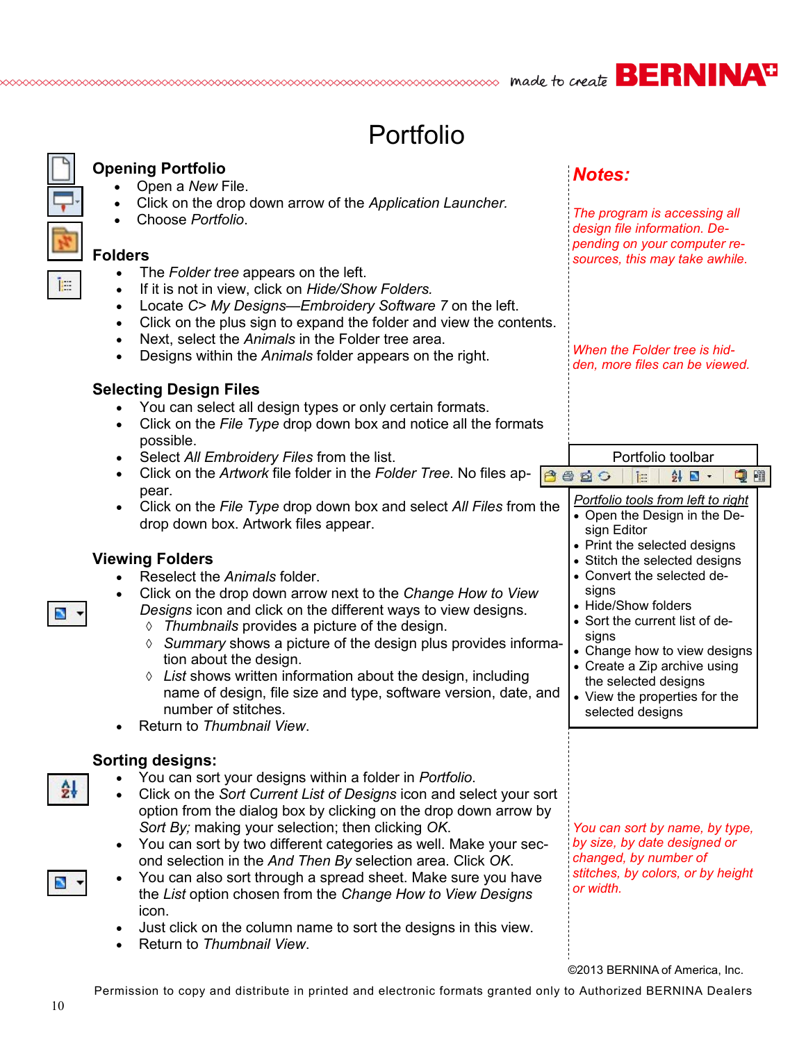# Portfolio

## Opening Portfolio

- Open a *New* File.
- Click on the drop down arrow of the *Application Launcher.*
- Choose *Portfolio*.

## Folders

- The *Folder tree* appears on the left.
- If it is not in view, click on *Hide/Show Folders.*
- Locate *C> My Designs—Embroidery Software 7* on the left.
- Click on the plus sign to expand the folder and view the contents.
- Next, select the *Animals* in the Folder tree area.
- Designs within the *Animals* folder appears on the right.

## Selecting Design Files

- You can select all design types or only certain formats.
- Click on the *File Type* drop down box and notice all the formats possible.
- Select *All Embroidery Files* from the list.
- Click on the *Artwork* file folder in the *Folder Tree*. No files appear.
- Click on the *File Type* drop down box and select *All Files* from the drop down box. Artwork files appear.

## Viewing Folders

- Reselect the *Animals* folder.
- Click on the drop down arrow next to the *Change How to View Designs* icon and click on the different ways to view designs.
  - ◊ *Thumbnails* provides a picture of the design.
  - ◊ *Summary* shows a picture of the design plus provides information about the design.
  - ◊ *List* shows written information about the design, including name of design, file size and type, software version, date, and number of stitches.
- Return to *Thumbnail View*.

## Sorting designs:

- You can sort your designs within a folder in *Portfolio*.
- Click on the *Sort Current List of Designs* icon and select your sort option from the dialog box by clicking on the drop down arrow by *Sort By;* making your selection; then clicking *OK*.
- You can sort by two different categories as well. Make your second selection in the *And Then By* selection area. Click *OK*.
- You can also sort through a spread sheet. Make sure you have the *List* option chosen from the *Change How to View Designs* icon.
- Just click on the column name to sort the designs in this view.
- Return to *Thumbnail View*.

## Notes:

*The program is accessing all design file information. Depending on your computer resources, this may take awhile.*

*When the Folder tree is hidden, more files can be viewed.*

**Portfolio toolbar**

*Portfolio tools from left to right*

- Open the Design in the Design Editor
- Print the selected designs
- Stitch the selected designs
- Convert the selected designs
- Hide/Show folders
- Sort the current list of designs
- Change how to view designs
- Create a Zip archive using the selected designs
- View the properties for the selected designs

*You can sort by name, by type, by size, by date designed or changed, by number of stitches, by colors, or by height or width.*

©2013 BERNINA of America, Inc.

Permission to copy and distribute in printed and electronic formats granted only to Authorized BERNINA Dealers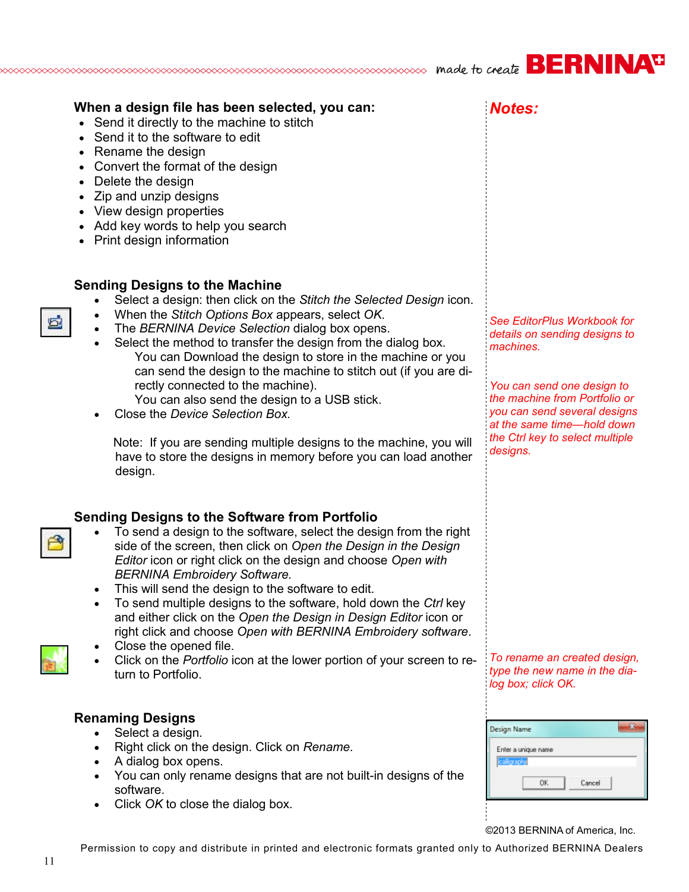## When a design file has been selected, you can:

- Send it directly to the machine to stitch
- Send it to the software to edit
- Rename the design
- Convert the format of the design
- Delete the design
- Zip and unzip designs
- View design properties
- Add key words to help you search
- Print design information

## Sending Designs to the Machine

- Select a design: then click on the *Stitch the Selected Design* icon.
- When the *Stitch Options Box* appears, select *OK*.
- The *BERNINA Device Selection* dialog box opens.
- Select the method to transfer the design from the dialog box.

  You can Download the design to store in the machine or you can send the design to the machine to stitch out (if you are directly connected to the machine).

  You can also send the design to a USB stick.
- Close the *Device Selection Box.*

Note: If you are sending multiple designs to the machine, you will have to store the designs in memory before you can load another design.

## Sending Designs to the Software from Portfolio

- To send a design to the software, select the design from the right side of the screen, then click on *Open the Design in the Design Editor* icon or right click on the design and choose *Open with BERNINA Embroidery Software.*
- This will send the design to the software to edit.
- To send multiple designs to the software, hold down the *Ctrl* key and either click on the *Open the Design in Design Editor* icon or right click and choose *Open with BERNINA Embroidery software*.
- Close the opened file.
- Click on the *Portfolio* icon at the lower portion of your screen to return to Portfolio.

## Renaming Designs

- Select a design.
- Right click on the design. Click on *Rename*.
- A dialog box opens.
- You can only rename designs that are not built-in designs of the software.
- Click *OK* to close the dialog box.

**Notes:**

*See EditorPlus Workbook for details on sending designs to machines.*

*You can send one design to the machine from Portfolio or you can send several designs at the same time—hold down the Ctrl key to select multiple designs.*

*To rename an created design, type the new name in the dialog box; click OK.*

©2013 BERNINA of America, Inc.

Permission to copy and distribute in printed and electronic formats granted only to Authorized BERNINA Dealers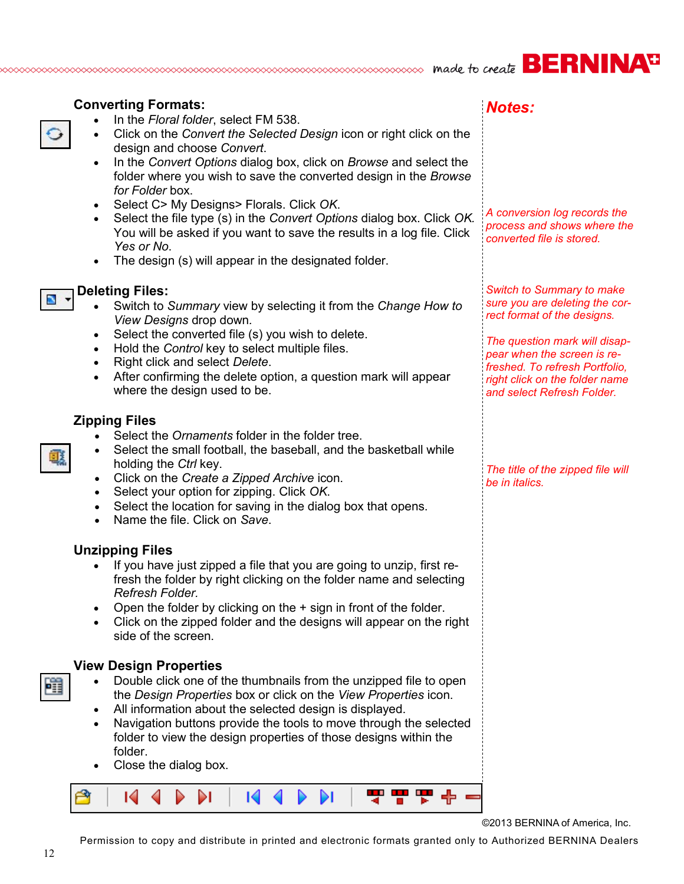## Converting Formats:

- In the *Floral folder*, select FM 538.
- Click on the *Convert the Selected Design* icon or right click on the design and choose *Convert*.
- In the *Convert Options* dialog box, click on *Browse* and select the folder where you wish to save the converted design in the *Browse for Folder* box.
- Select C> My Designs> Florals. Click *OK*.
- Select the file type (s) in the *Convert Options* dialog box. Click *OK*. You will be asked if you want to save the results in a log file. Click *Yes or No*.
- The design (s) will appear in the designated folder.

## Deleting Files:

- Switch to *Summary* view by selecting it from the *Change How to View Designs* drop down.
- Select the converted file (s) you wish to delete.
- Hold the *Control* key to select multiple files.
- Right click and select *Delete*.
- After confirming the delete option, a question mark will appear where the design used to be.

## Zipping Files

- Select the *Ornaments* folder in the folder tree.
- Select the small football, the baseball, and the basketball while holding the *Ctrl* key.
- Click on the *Create a Zipped Archive* icon.
- Select your option for zipping. Click *OK*.
- Select the location for saving in the dialog box that opens.
- Name the file. Click on *Save*.

## Unzipping Files

- If you have just zipped a file that you are going to unzip, first refresh the folder by right clicking on the folder name and selecting *Refresh Folder.*
- Open the folder by clicking on the + sign in front of the folder.
- Click on the zipped folder and the designs will appear on the right side of the screen.

## View Design Properties

- Double click one of the thumbnails from the unzipped file to open the *Design Properties* box or click on the *View Properties* icon.
- All information about the selected design is displayed.
- Navigation buttons provide the tools to move through the selected folder to view the design properties of those designs within the folder.
- Close the dialog box.

## *Notes:*

*A conversion log records the process and shows where the converted file is stored.*

*Switch to Summary to make sure you are deleting the correct format of the designs.*

*The question mark will disappear when the screen is refreshed. To refresh Portfolio, right click on the folder name and select Refresh Folder.*

*The title of the zipped file will be in italics.*

©2013 BERNINA of America, Inc.

Permission to copy and distribute in printed and electronic formats granted only to Authorized BERNINA Dealers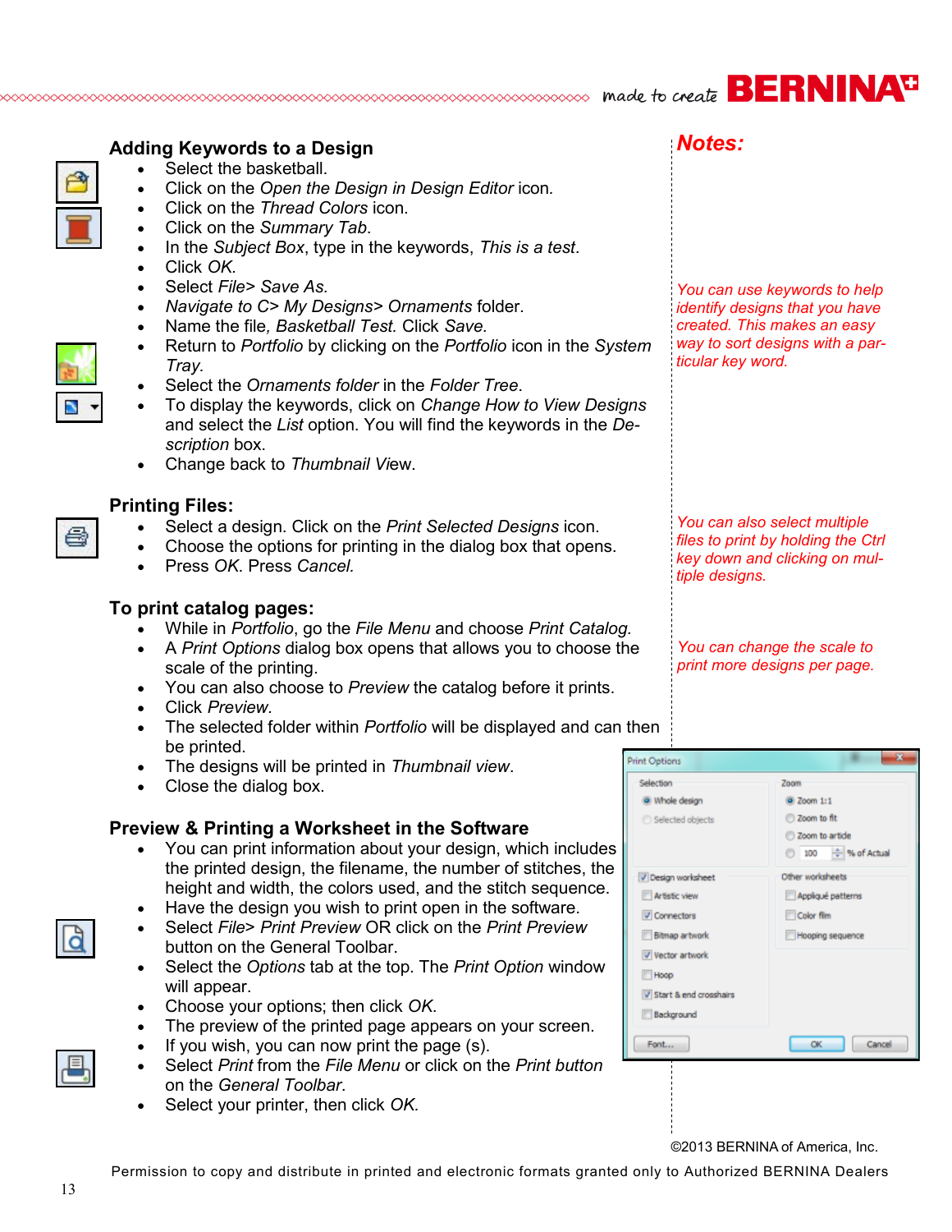## Adding Keywords to a Design

- Select the basketball.
- Click on the *Open the Design in Design Editor* icon.
- Click on the *Thread Colors* icon.
- Click on the *Summary Tab*.
- In the *Subject Box*, type in the keywords, *This is a test*.
- Click *OK*.
- Select *File> Save As.*
- *Navigate to C> My Designs> Ornaments* folder.
- Name the file*, Basketball Test.* Click *Save.*
- Return to *Portfolio* by clicking on the *Portfolio* icon in the *System Tray*.
- Select the *Ornaments folder* in the *Folder Tree*.
- To display the keywords, click on *Change How to View Designs* and select the *List* option. You will find the keywords in the *Description* box.
- Change back to *Thumbnail View*.

## Printing Files:

- Select a design. Click on the *Print Selected Designs* icon.
- Choose the options for printing in the dialog box that opens.
- Press *OK.* Press *Cancel.*

## To print catalog pages:

- While in *Portfolio*, go the *File Menu* and choose *Print Catalog.*
- A *Print Options* dialog box opens that allows you to choose the scale of the printing.
- You can also choose to *Preview* the catalog before it prints.
- Click *Preview.*
- The selected folder within *Portfolio* will be displayed and can then be printed.
- The designs will be printed in *Thumbnail view*.
- Close the dialog box.

## Preview & Printing a Worksheet in the Software

- You can print information about your design, which includes the printed design, the filename, the number of stitches, the height and width, the colors used, and the stitch sequence.
- Have the design you wish to print open in the software.
- Select *File> Print Preview* OR click on the *Print Preview* button on the General Toolbar.
- Select the *Options* tab at the top. The *Print Option* window will appear.
- Choose your options; then click *OK*.
- The preview of the printed page appears on your screen.
- If you wish, you can now print the page (s).
- Select *Print* from the *File Menu* or click on the *Print button* on the *General Toolbar*.
- Select your printer, then click *OK.*

## Notes:

*You can use keywords to help identify designs that you have created. This makes an easy way to sort designs with a particular key word.*

*You can also select multiple files to print by holding the Ctrl key down and clicking on multiple designs.*

*You can change the scale to print more designs per page.*

©2013 BERNINA of America, Inc.

Permission to copy and distribute in printed and electronic formats granted only to Authorized BERNINA Dealers